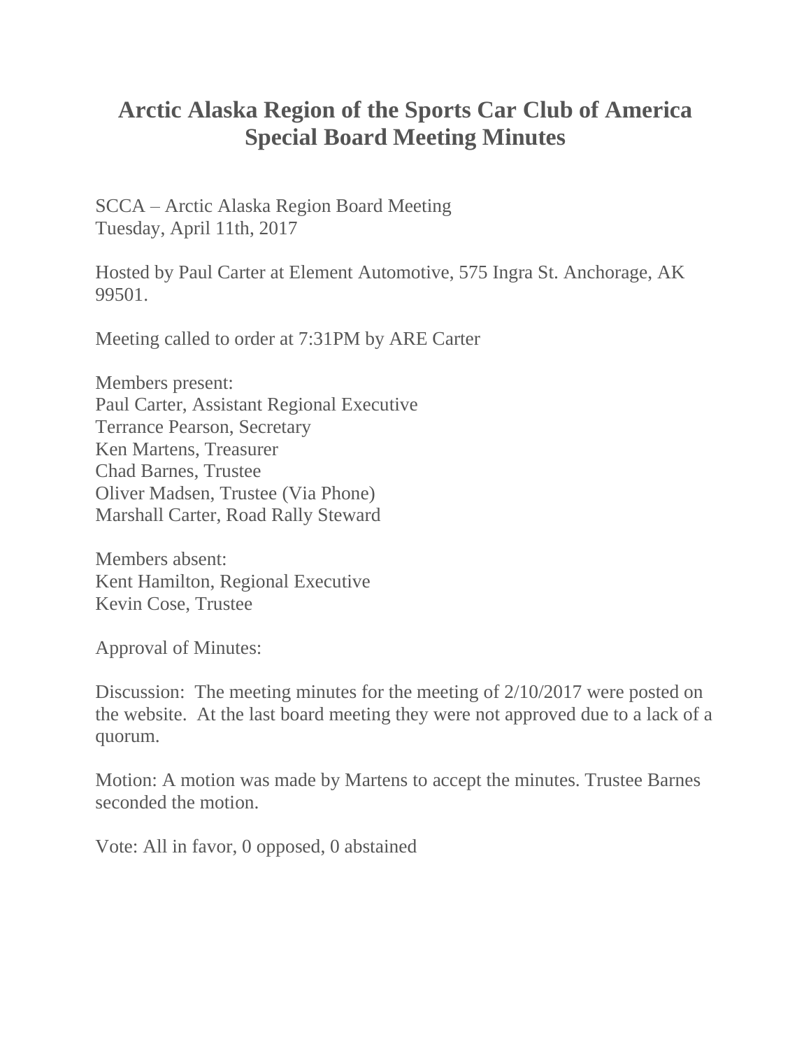# Arctic Alaska Region of the Sports Car Club of America
# Special Board Meeting Minutes

SCCA – Arctic Alaska Region Board Meeting
Tuesday, April 11th, 2017

Hosted by Paul Carter at Element Automotive, 575 Ingra St. Anchorage, AK 99501.

Meeting called to order at 7:31PM by ARE Carter

Members present:
Paul Carter, Assistant Regional Executive
Terrance Pearson, Secretary
Ken Martens, Treasurer
Chad Barnes, Trustee
Oliver Madsen, Trustee (Via Phone)
Marshall Carter, Road Rally Steward

Members absent:
Kent Hamilton, Regional Executive
Kevin Cose, Trustee

Approval of Minutes:

Discussion: The meeting minutes for the meeting of 2/10/2017 were posted on the website. At the last board meeting they were not approved due to a lack of a quorum.

Motion: A motion was made by Martens to accept the minutes. Trustee Barnes seconded the motion.

Vote: All in favor, 0 opposed, 0 abstained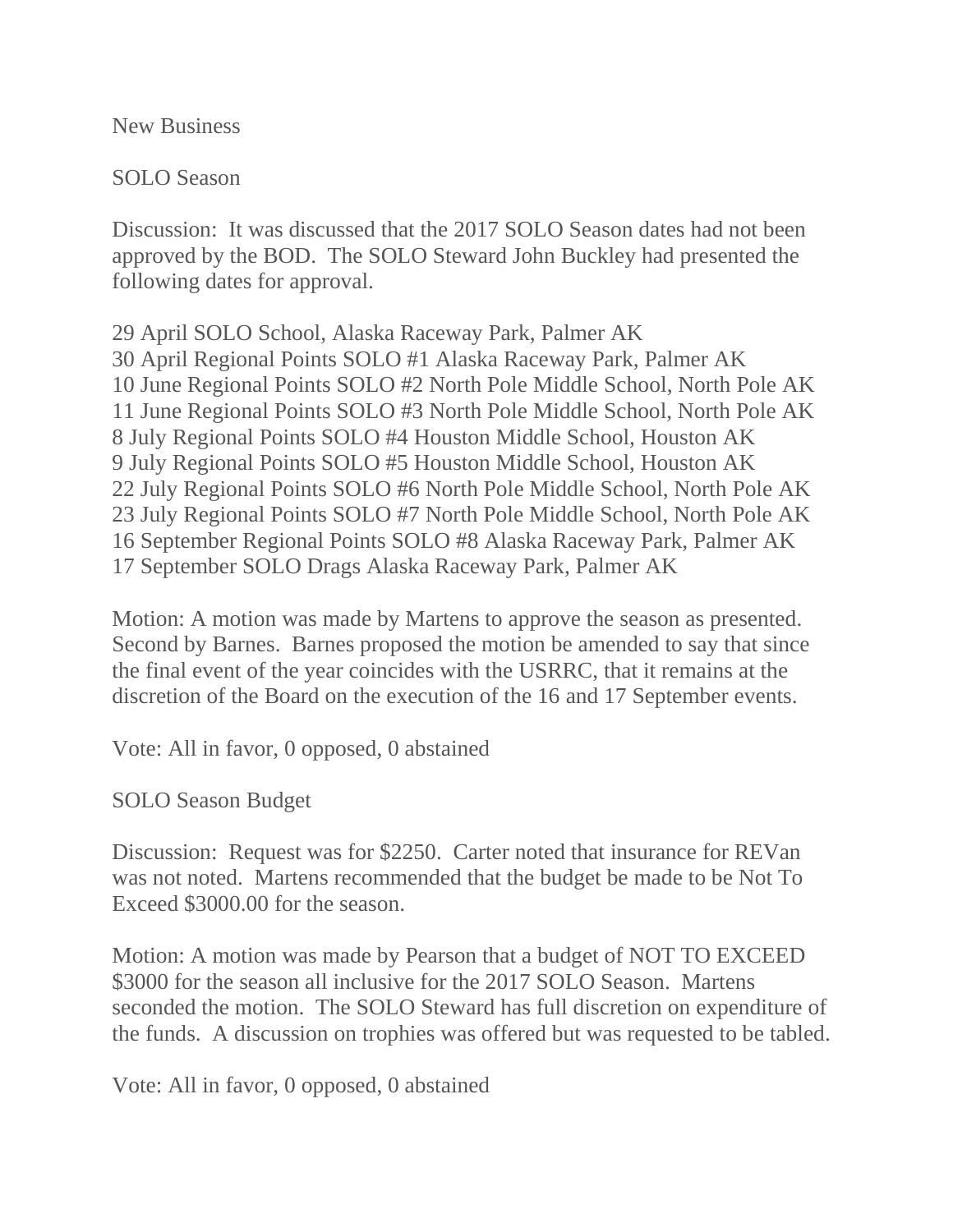New Business

SOLO Season

Discussion: It was discussed that the 2017 SOLO Season dates had not been approved by the BOD. The SOLO Steward John Buckley had presented the following dates for approval.

29 April SOLO School, Alaska Raceway Park, Palmer AK
30 April Regional Points SOLO #1 Alaska Raceway Park, Palmer AK
10 June Regional Points SOLO #2 North Pole Middle School, North Pole AK
11 June Regional Points SOLO #3 North Pole Middle School, North Pole AK
8 July Regional Points SOLO #4 Houston Middle School, Houston AK
9 July Regional Points SOLO #5 Houston Middle School, Houston AK
22 July Regional Points SOLO #6 North Pole Middle School, North Pole AK
23 July Regional Points SOLO #7 North Pole Middle School, North Pole AK
16 September Regional Points SOLO #8 Alaska Raceway Park, Palmer AK
17 September SOLO Drags Alaska Raceway Park, Palmer AK

Motion: A motion was made by Martens to approve the season as presented. Second by Barnes. Barnes proposed the motion be amended to say that since the final event of the year coincides with the USRRC, that it remains at the discretion of the Board on the execution of the 16 and 17 September events.

Vote: All in favor, 0 opposed, 0 abstained

SOLO Season Budget

Discussion: Request was for $2250. Carter noted that insurance for REVan was not noted. Martens recommended that the budget be made to be Not To Exceed $3000.00 for the season.

Motion: A motion was made by Pearson that a budget of NOT TO EXCEED $3000 for the season all inclusive for the 2017 SOLO Season. Martens seconded the motion. The SOLO Steward has full discretion on expenditure of the funds. A discussion on trophies was offered but was requested to be tabled.

Vote: All in favor, 0 opposed, 0 abstained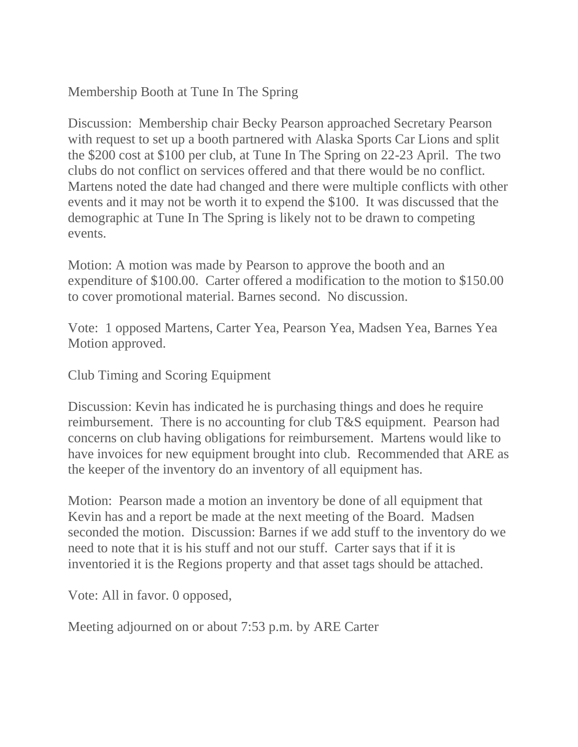Membership Booth at Tune In The Spring

Discussion: Membership chair Becky Pearson approached Secretary Pearson with request to set up a booth partnered with Alaska Sports Car Lions and split the $200 cost at $100 per club, at Tune In The Spring on 22-23 April. The two clubs do not conflict on services offered and that there would be no conflict. Martens noted the date had changed and there were multiple conflicts with other events and it may not be worth it to expend the $100. It was discussed that the demographic at Tune In The Spring is likely not to be drawn to competing events.

Motion: A motion was made by Pearson to approve the booth and an expenditure of $100.00. Carter offered a modification to the motion to $150.00 to cover promotional material. Barnes second. No discussion.

Vote: 1 opposed Martens, Carter Yea, Pearson Yea, Madsen Yea, Barnes Yea
Motion approved.

Club Timing and Scoring Equipment

Discussion: Kevin has indicated he is purchasing things and does he require reimbursement. There is no accounting for club T&S equipment. Pearson had concerns on club having obligations for reimbursement. Martens would like to have invoices for new equipment brought into club. Recommended that ARE as the keeper of the inventory do an inventory of all equipment has.

Motion: Pearson made a motion an inventory be done of all equipment that Kevin has and a report be made at the next meeting of the Board. Madsen seconded the motion. Discussion: Barnes if we add stuff to the inventory do we need to note that it is his stuff and not our stuff. Carter says that if it is inventoried it is the Regions property and that asset tags should be attached.

Vote: All in favor. 0 opposed,

Meeting adjourned on or about 7:53 p.m. by ARE Carter